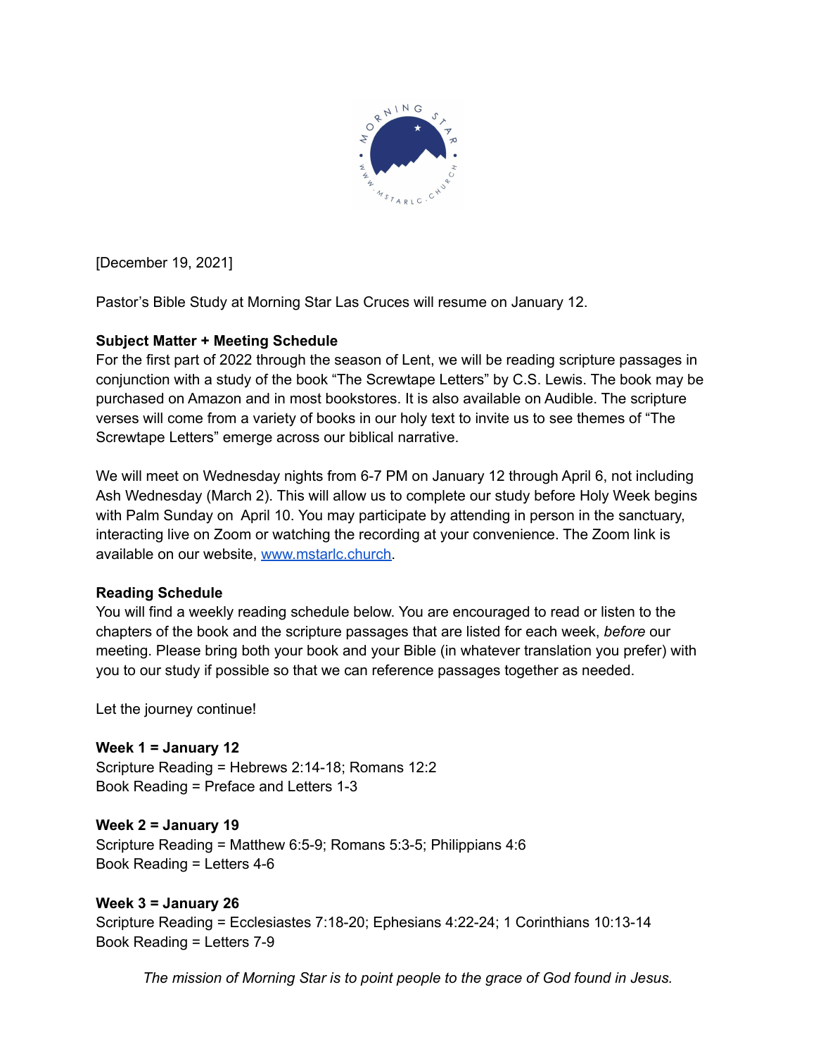[December 19, 2021]

Pastor's Bible Study at Morning Star Las Cruces will resume on January 12.

**Subject Matter + Meeting Schedule**

For the first part of 2022 through the season of Lent, we will be reading scripture passages in conjunction with a study of the book "The Screwtape Letters" by C.S. Lewis. The book may be purchased on Amazon and in most bookstores. It is also available on Audible. The scripture verses will come from a variety of books in our holy text to invite us to see themes of "The Screwtape Letters" emerge across our biblical narrative.

We will meet on Wednesday nights from 6-7 PM on January 12 through April 6, not including Ash Wednesday (March 2). This will allow us to complete our study before Holy Week begins with Palm Sunday on April 10. You may participate by attending in person in the sanctuary, interacting live on Zoom or watching the recording at your convenience. The Zoom link is available on our website, www.mstarlc.church.

**Reading Schedule**

You will find a weekly reading schedule below. You are encouraged to read or listen to the chapters of the book and the scripture passages that are listed for each week, *before* our meeting. Please bring both your book and your Bible (in whatever translation you prefer) with you to our study if possible so that we can reference passages together as needed.

Let the journey continue!

**Week 1 = January 12**
Scripture Reading = Hebrews 2:14-18; Romans 12:2
Book Reading = Preface and Letters 1-3

**Week 2 = January 19**
Scripture Reading = Matthew 6:5-9; Romans 5:3-5; Philippians 4:6
Book Reading = Letters 4-6

**Week 3 = January 26**
Scripture Reading = Ecclesiastes 7:18-20; Ephesians 4:22-24; 1 Corinthians 10:13-14
Book Reading = Letters 7-9

*The mission of Morning Star is to point people to the grace of God found in Jesus.*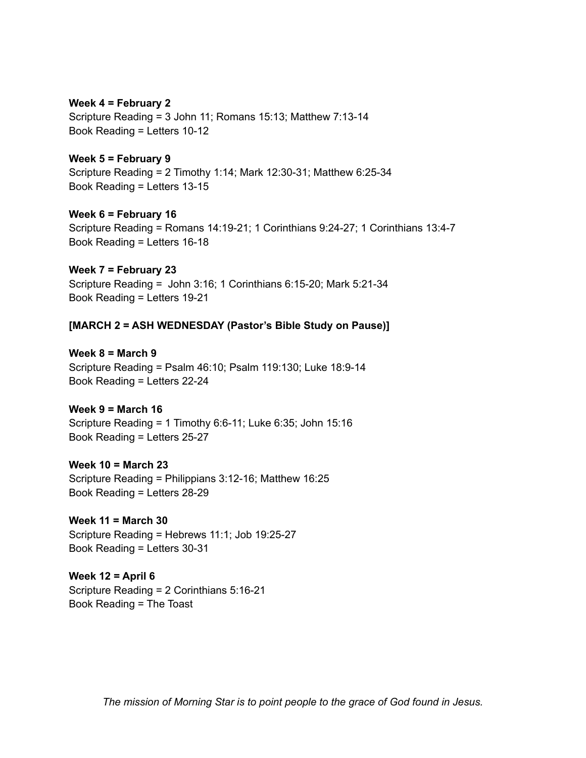**Week 4 = February 2**
Scripture Reading = 3 John 11; Romans 15:13; Matthew 7:13-14
Book Reading = Letters 10-12

**Week 5 = February 9**
Scripture Reading = 2 Timothy 1:14; Mark 12:30-31; Matthew 6:25-34
Book Reading = Letters 13-15

**Week 6 = February 16**
Scripture Reading = Romans 14:19-21; 1 Corinthians 9:24-27; 1 Corinthians 13:4-7
Book Reading = Letters 16-18

**Week 7 = February 23**
Scripture Reading = John 3:16; 1 Corinthians 6:15-20; Mark 5:21-34
Book Reading = Letters 19-21

**[MARCH 2 = ASH WEDNESDAY (Pastor's Bible Study on Pause)]**

**Week 8 = March 9**
Scripture Reading = Psalm 46:10; Psalm 119:130; Luke 18:9-14
Book Reading = Letters 22-24

**Week 9 = March 16**
Scripture Reading = 1 Timothy 6:6-11; Luke 6:35; John 15:16
Book Reading = Letters 25-27

**Week 10 = March 23**
Scripture Reading = Philippians 3:12-16; Matthew 16:25
Book Reading = Letters 28-29

**Week 11 = March 30**
Scripture Reading = Hebrews 11:1; Job 19:25-27
Book Reading = Letters 30-31

**Week 12 = April 6**
Scripture Reading = 2 Corinthians 5:16-21
Book Reading = The Toast

*The mission of Morning Star is to point people to the grace of God found in Jesus.*